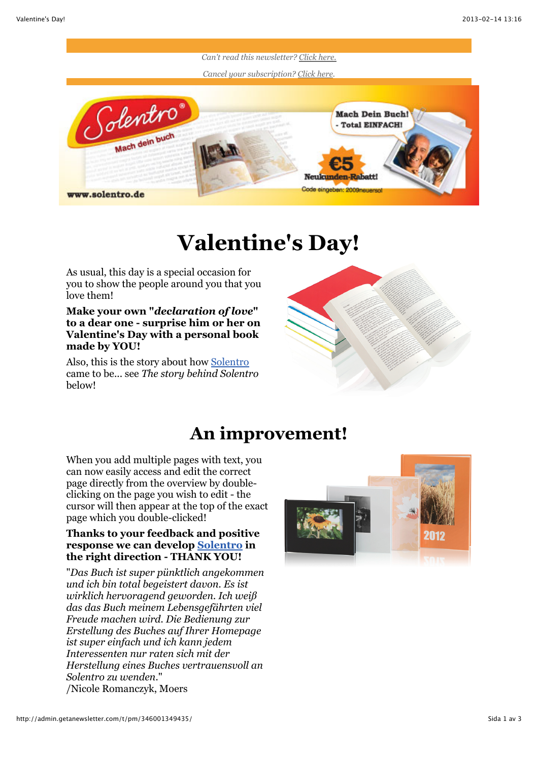*Can't read this newsletter? Click here.*

*Cancel your subscription? Click here.*

# Valentine's Day!

As usual, this day is a special occasion for you to show the people around you that you love them!

**Make your own "*declaration of love*" to a dear one - surprise him or her on Valentine's Day with a personal book made by YOU!**

Also, this is the story about how Solentro came to be... see *The story behind Solentro* below!

# An improvement!

When you add multiple pages with text, you can now easily access and edit the correct page directly from the overview by double-clicking on the page you wish to edit - the cursor will then appear at the top of the exact page which you double-clicked!

**Thanks to your feedback and positive response we can develop Solentro in the right direction - THANK YOU!**

"*Das Buch ist super pünktlich angekommen und ich bin total begeistert davon. Es ist wirklich hervoragend geworden. Ich weiß das das Buch meinem Lebensgefährten viel Freude machen wird. Die Bedienung zur Erstellung des Buches auf Ihrer Homepage ist super einfach und ich kann jedem Interessenten nur raten sich mit der Herstellung eines Buches vertrauensvoll an Solentro zu wenden.*"
/Nicole Romanczyk, Moers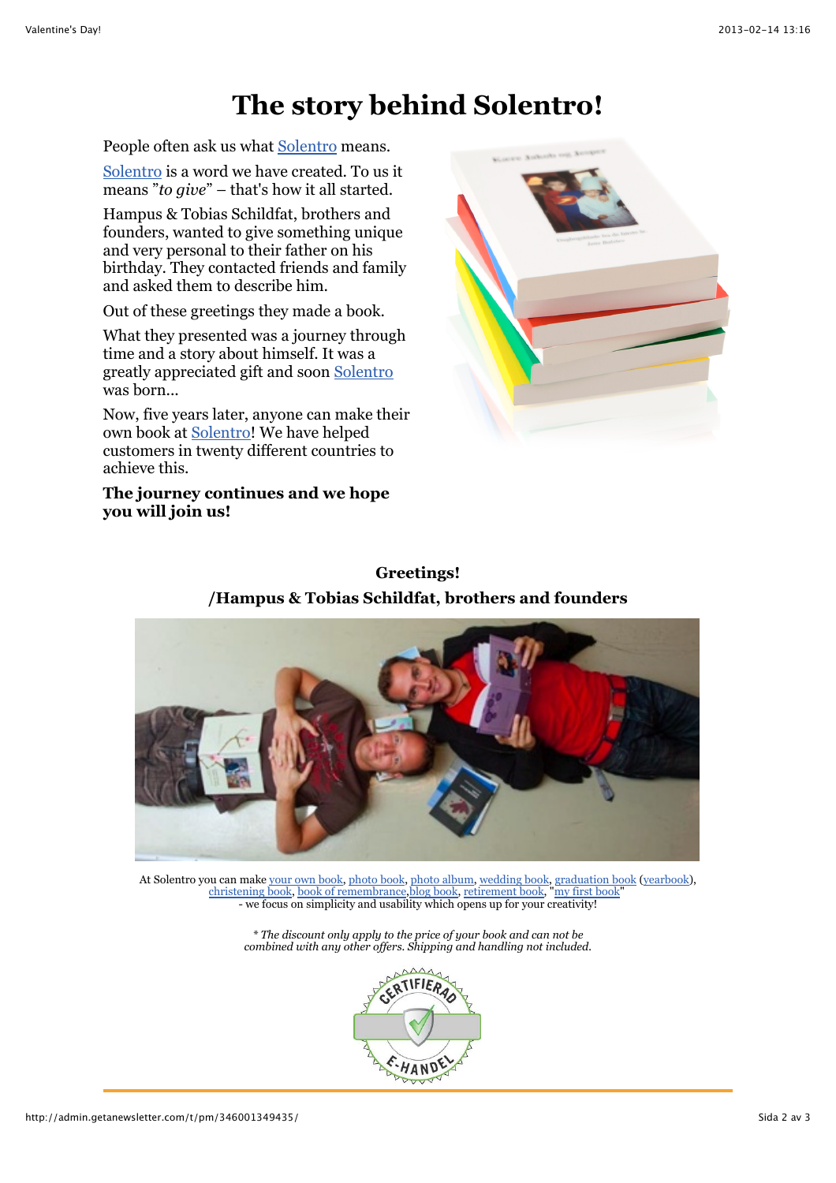# The story behind Solentro!

People often ask us what Solentro means.

Solentro is a word we have created. To us it means "*to give*" – that's how it all started.

Hampus & Tobias Schildfat, brothers and founders, wanted to give something unique and very personal to their father on his birthday. They contacted friends and family and asked them to describe him.

Out of these greetings they made a book.

What they presented was a journey through time and a story about himself. It was a greatly appreciated gift and soon Solentro was born...

Now, five years later, anyone can make their own book at Solentro! We have helped customers in twenty different countries to achieve this.

**The journey continues and we hope you will join us!**

**Greetings!**

**/Hampus & Tobias Schildfat, brothers and founders**

At Solentro you can make your own book, photo book, photo album, wedding book, graduation book (yearbook), christening book, book of remembrance, blog book, retirement book, "my first book" - we focus on simplicity and usability which opens up for your creativity!

*\* The discount only apply to the price of your book and can not be combined with any other offers. Shipping and handling not included.*

CERTIFIERAD E-HANDEL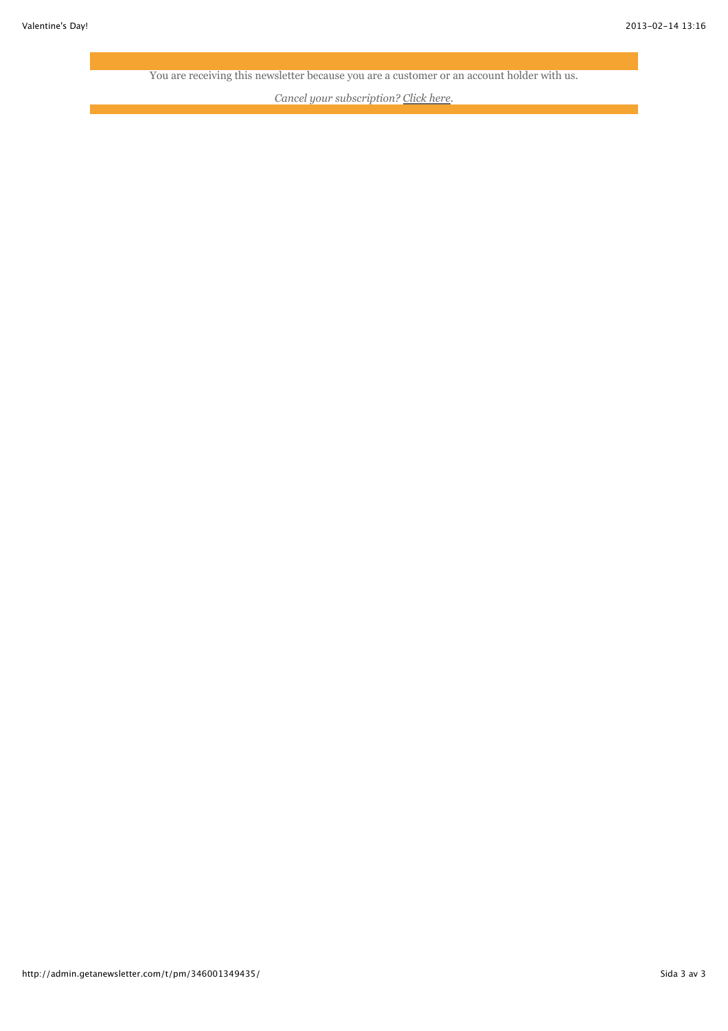You are receiving this newsletter because you are a customer or an account holder with us.

*Cancel your subscription? Click here.*